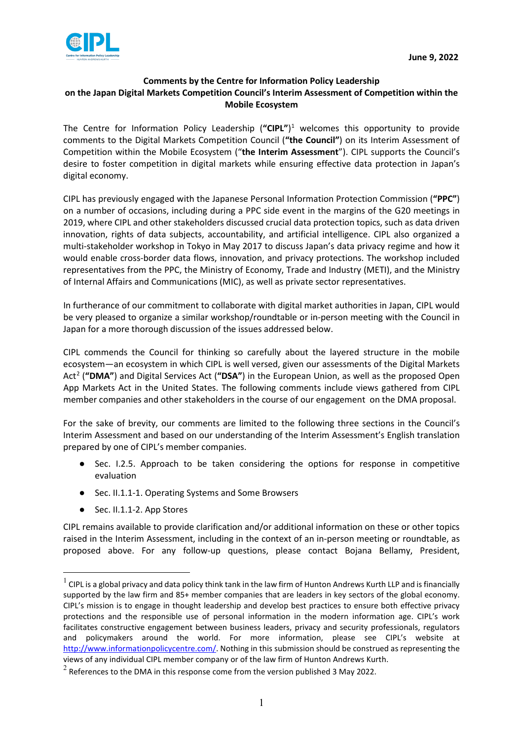June 9, 2022

**Comments by the Centre for Information Policy Leadership on the Japan Digital Markets Competition Council's Interim Assessment of Competition within the Mobile Ecosystem**

The Centre for Information Policy Leadership (**"CIPL"**)[1] welcomes this opportunity to provide comments to the Digital Markets Competition Council (**"the Council"**) on its Interim Assessment of Competition within the Mobile Ecosystem ("**the Interim Assessment**"). CIPL supports the Council's desire to foster competition in digital markets while ensuring effective data protection in Japan's digital economy.

CIPL has previously engaged with the Japanese Personal Information Protection Commission (**"PPC"**) on a number of occasions, including during a PPC side event in the margins of the G20 meetings in 2019, where CIPL and other stakeholders discussed crucial data protection topics, such as data driven innovation, rights of data subjects, accountability, and artificial intelligence. CIPL also organized a multi-stakeholder workshop in Tokyo in May 2017 to discuss Japan's data privacy regime and how it would enable cross-border data flows, innovation, and privacy protections. The workshop included representatives from the PPC, the Ministry of Economy, Trade and Industry (METI), and the Ministry of Internal Affairs and Communications (MIC), as well as private sector representatives.

In furtherance of our commitment to collaborate with digital market authorities in Japan, CIPL would be very pleased to organize a similar workshop/roundtable or in-person meeting with the Council in Japan for a more thorough discussion of the issues addressed below.

CIPL commends the Council for thinking so carefully about the layered structure in the mobile ecosystem—an ecosystem in which CIPL is well versed, given our assessments of the Digital Markets Act[2] (**"DMA"**) and Digital Services Act (**"DSA"**) in the European Union, as well as the proposed Open App Markets Act in the United States. The following comments include views gathered from CIPL member companies and other stakeholders in the course of our engagement on the DMA proposal.

For the sake of brevity, our comments are limited to the following three sections in the Council's Interim Assessment and based on our understanding of the Interim Assessment's English translation prepared by one of CIPL's member companies.

- Sec. I.2.5. Approach to be taken considering the options for response in competitive evaluation
- Sec. II.1.1-1. Operating Systems and Some Browsers
- Sec. II.1.1-2. App Stores

CIPL remains available to provide clarification and/or additional information on these or other topics raised in the Interim Assessment, including in the context of an in-person meeting or roundtable, as proposed above. For any follow-up questions, please contact Bojana Bellamy, President,

---

[1] CIPL is a global privacy and data policy think tank in the law firm of Hunton Andrews Kurth LLP and is financially supported by the law firm and 85+ member companies that are leaders in key sectors of the global economy. CIPL's mission is to engage in thought leadership and develop best practices to ensure both effective privacy protections and the responsible use of personal information in the modern information age. CIPL's work facilitates constructive engagement between business leaders, privacy and security professionals, regulators and policymakers around the world. For more information, please see CIPL's website at http://www.informationpolicycentre.com/. Nothing in this submission should be construed as representing the views of any individual CIPL member company or of the law firm of Hunton Andrews Kurth.

[2] References to the DMA in this response come from the version published 3 May 2022.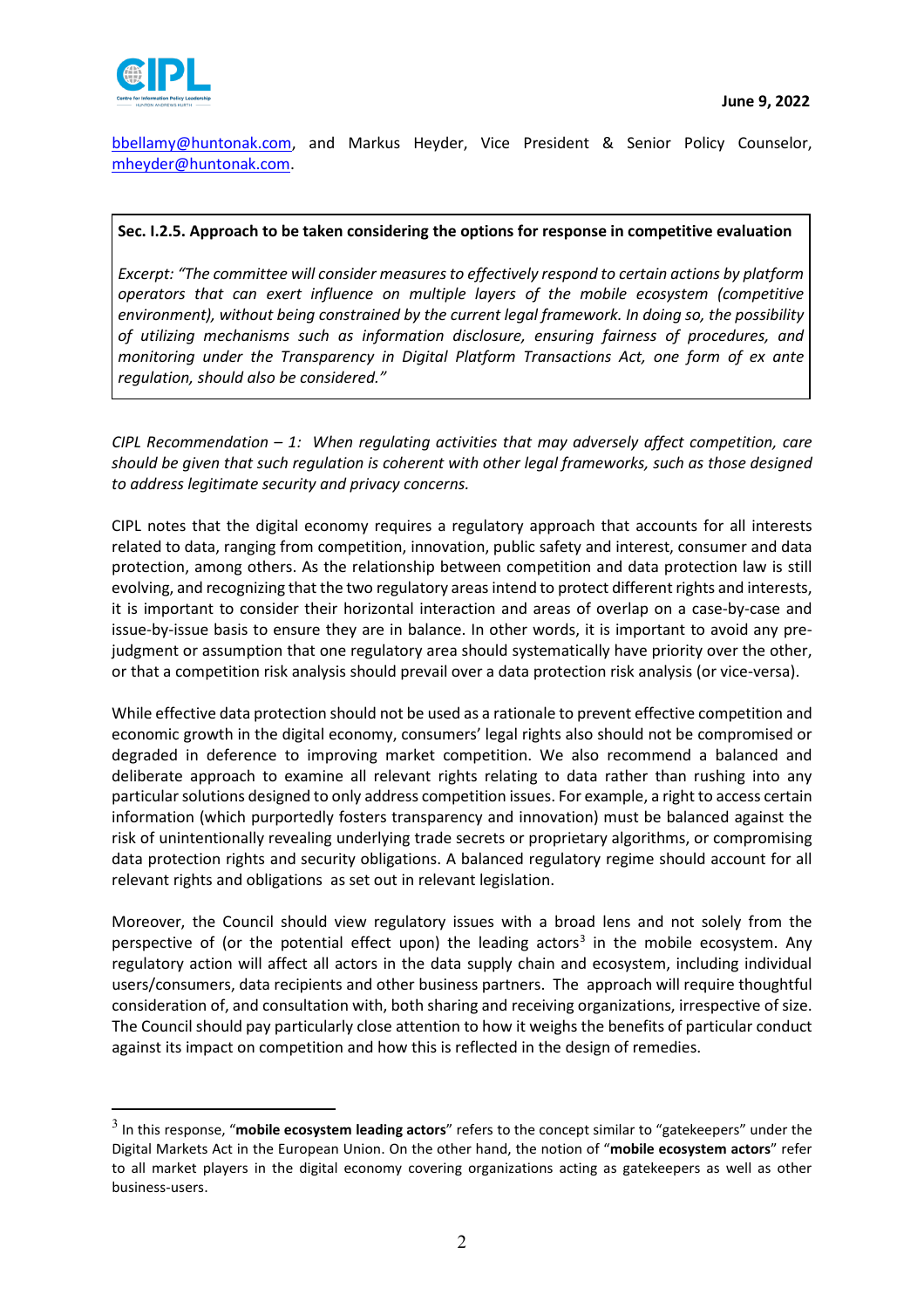bbellamy@huntonak.com, and Markus Heyder, Vice President & Senior Policy Counselor, mheyder@huntonak.com.

**Sec. I.2.5. Approach to be taken considering the options for response in competitive evaluation**

*Excerpt: "The committee will consider measures to effectively respond to certain actions by platform operators that can exert influence on multiple layers of the mobile ecosystem (competitive environment), without being constrained by the current legal framework. In doing so, the possibility of utilizing mechanisms such as information disclosure, ensuring fairness of procedures, and monitoring under the Transparency in Digital Platform Transactions Act, one form of ex ante regulation, should also be considered."*

*CIPL Recommendation – 1: When regulating activities that may adversely affect competition, care should be given that such regulation is coherent with other legal frameworks, such as those designed to address legitimate security and privacy concerns.*

CIPL notes that the digital economy requires a regulatory approach that accounts for all interests related to data, ranging from competition, innovation, public safety and interest, consumer and data protection, among others. As the relationship between competition and data protection law is still evolving, and recognizing that the two regulatory areas intend to protect different rights and interests, it is important to consider their horizontal interaction and areas of overlap on a case-by-case and issue-by-issue basis to ensure they are in balance. In other words, it is important to avoid any pre-judgment or assumption that one regulatory area should systematically have priority over the other, or that a competition risk analysis should prevail over a data protection risk analysis (or vice-versa).

While effective data protection should not be used as a rationale to prevent effective competition and economic growth in the digital economy, consumers' legal rights also should not be compromised or degraded in deference to improving market competition. We also recommend a balanced and deliberate approach to examine all relevant rights relating to data rather than rushing into any particular solutions designed to only address competition issues. For example, a right to access certain information (which purportedly fosters transparency and innovation) must be balanced against the risk of unintentionally revealing underlying trade secrets or proprietary algorithms, or compromising data protection rights and security obligations. A balanced regulatory regime should account for all relevant rights and obligations as set out in relevant legislation.

Moreover, the Council should view regulatory issues with a broad lens and not solely from the perspective of (or the potential effect upon) the leading actors[3] in the mobile ecosystem. Any regulatory action will affect all actors in the data supply chain and ecosystem, including individual users/consumers, data recipients and other business partners. The approach will require thoughtful consideration of, and consultation with, both sharing and receiving organizations, irrespective of size. The Council should pay particularly close attention to how it weighs the benefits of particular conduct against its impact on competition and how this is reflected in the design of remedies.

---

[3] In this response, "**mobile ecosystem leading actors**" refers to the concept similar to "gatekeepers" under the Digital Markets Act in the European Union. On the other hand, the notion of "**mobile ecosystem actors**" refer to all market players in the digital economy covering organizations acting as gatekeepers as well as other business-users.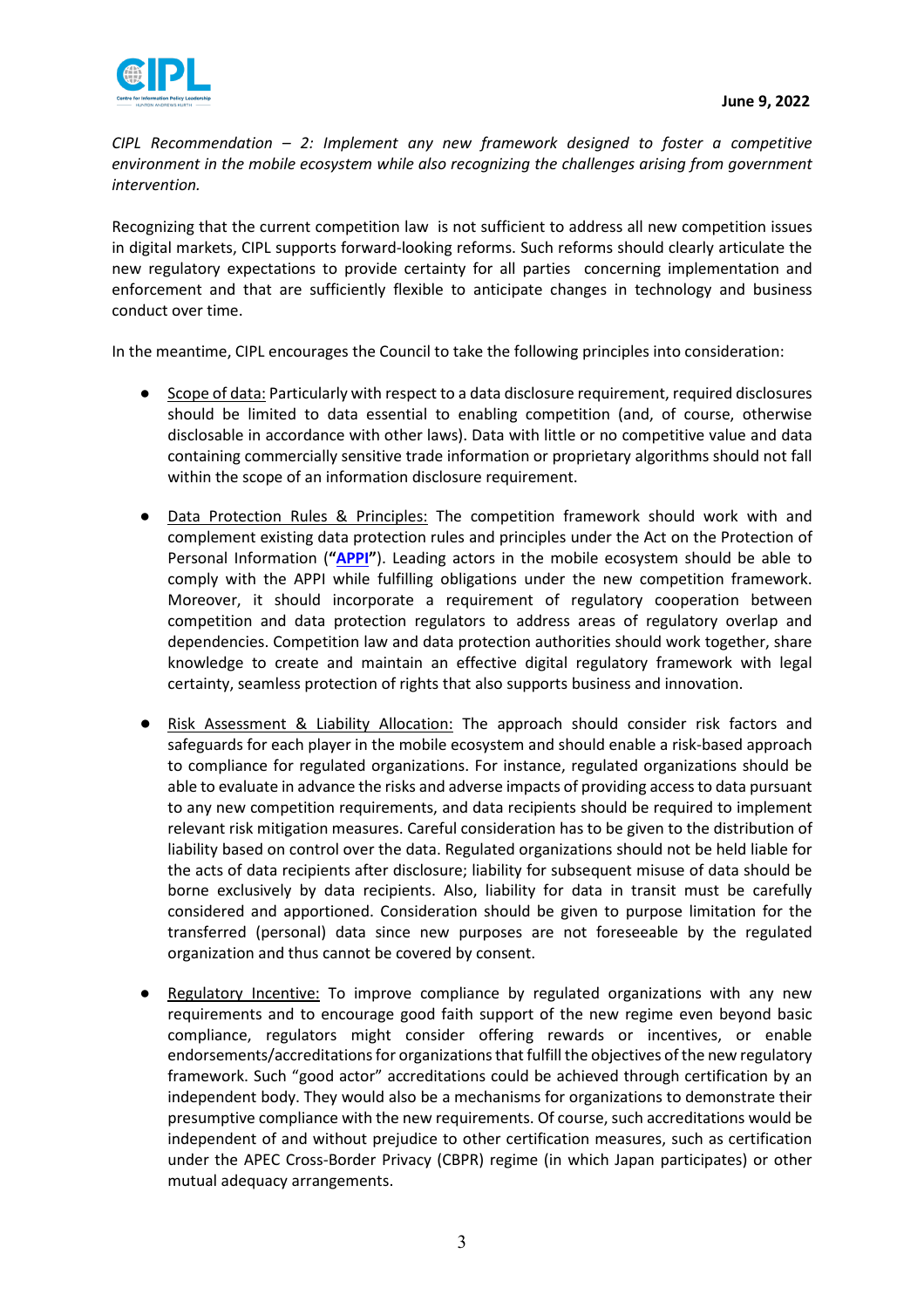*CIPL Recommendation – 2: Implement any new framework designed to foster a competitive environment in the mobile ecosystem while also recognizing the challenges arising from government intervention.*

Recognizing that the current competition law is not sufficient to address all new competition issues in digital markets, CIPL supports forward-looking reforms. Such reforms should clearly articulate the new regulatory expectations to provide certainty for all parties concerning implementation and enforcement and that are sufficiently flexible to anticipate changes in technology and business conduct over time.

In the meantime, CIPL encourages the Council to take the following principles into consideration:

- Scope of data: Particularly with respect to a data disclosure requirement, required disclosures should be limited to data essential to enabling competition (and, of course, otherwise disclosable in accordance with other laws). Data with little or no competitive value and data containing commercially sensitive trade information or proprietary algorithms should not fall within the scope of an information disclosure requirement.

- Data Protection Rules & Principles: The competition framework should work with and complement existing data protection rules and principles under the Act on the Protection of Personal Information (**"APPI"**). Leading actors in the mobile ecosystem should be able to comply with the APPI while fulfilling obligations under the new competition framework. Moreover, it should incorporate a requirement of regulatory cooperation between competition and data protection regulators to address areas of regulatory overlap and dependencies. Competition law and data protection authorities should work together, share knowledge to create and maintain an effective digital regulatory framework with legal certainty, seamless protection of rights that also supports business and innovation.

- Risk Assessment & Liability Allocation: The approach should consider risk factors and safeguards for each player in the mobile ecosystem and should enable a risk-based approach to compliance for regulated organizations. For instance, regulated organizations should be able to evaluate in advance the risks and adverse impacts of providing access to data pursuant to any new competition requirements, and data recipients should be required to implement relevant risk mitigation measures. Careful consideration has to be given to the distribution of liability based on control over the data. Regulated organizations should not be held liable for the acts of data recipients after disclosure; liability for subsequent misuse of data should be borne exclusively by data recipients. Also, liability for data in transit must be carefully considered and apportioned. Consideration should be given to purpose limitation for the transferred (personal) data since new purposes are not foreseeable by the regulated organization and thus cannot be covered by consent.

- Regulatory Incentive: To improve compliance by regulated organizations with any new requirements and to encourage good faith support of the new regime even beyond basic compliance, regulators might consider offering rewards or incentives, or enable endorsements/accreditations for organizations that fulfill the objectives of the new regulatory framework. Such "good actor" accreditations could be achieved through certification by an independent body. They would also be a mechanisms for organizations to demonstrate their presumptive compliance with the new requirements. Of course, such accreditations would be independent of and without prejudice to other certification measures, such as certification under the APEC Cross-Border Privacy (CBPR) regime (in which Japan participates) or other mutual adequacy arrangements.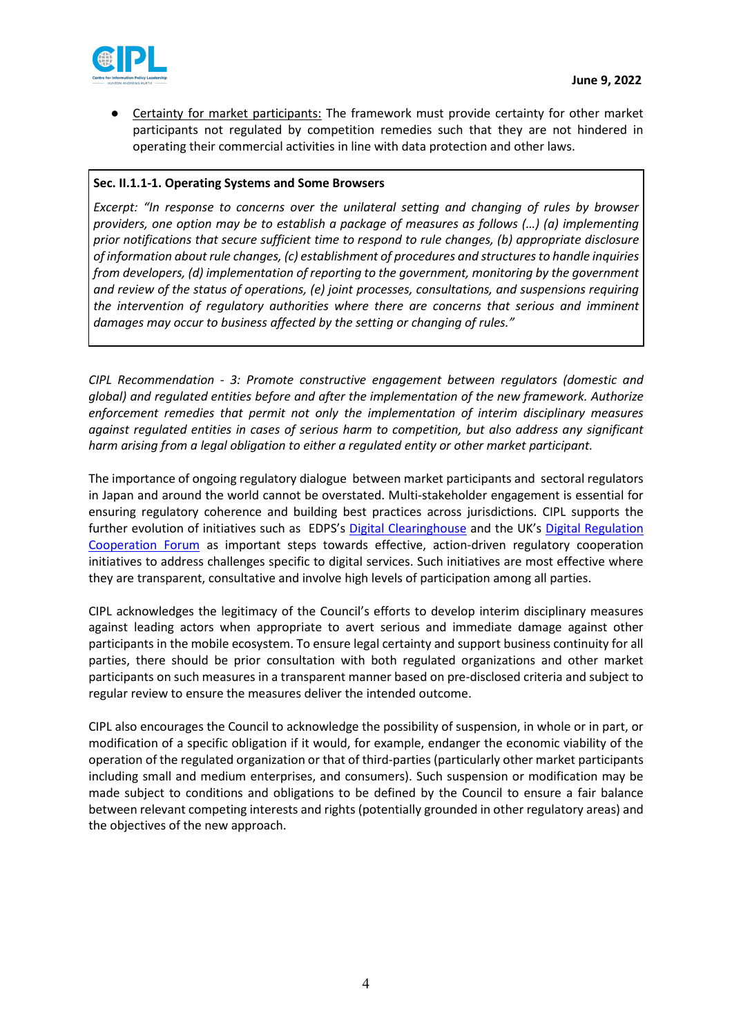- Certainty for market participants: The framework must provide certainty for other market participants not regulated by competition remedies such that they are not hindered in operating their commercial activities in line with data protection and other laws.

> **Sec. II.1.1-1. Operating Systems and Some Browsers**
>
> *Excerpt: "In response to concerns over the unilateral setting and changing of rules by browser providers, one option may be to establish a package of measures as follows (…) (a) implementing prior notifications that secure sufficient time to respond to rule changes, (b) appropriate disclosure of information about rule changes, (c) establishment of procedures and structures to handle inquiries from developers, (d) implementation of reporting to the government, monitoring by the government and review of the status of operations, (e) joint processes, consultations, and suspensions requiring the intervention of regulatory authorities where there are concerns that serious and imminent damages may occur to business affected by the setting or changing of rules."*

*CIPL Recommendation - 3: Promote constructive engagement between regulators (domestic and global) and regulated entities before and after the implementation of the new framework. Authorize enforcement remedies that permit not only the implementation of interim disciplinary measures against regulated entities in cases of serious harm to competition, but also address any significant harm arising from a legal obligation to either a regulated entity or other market participant.*

The importance of ongoing regulatory dialogue between market participants and sectoral regulators in Japan and around the world cannot be overstated. Multi-stakeholder engagement is essential for ensuring regulatory coherence and building best practices across jurisdictions. CIPL supports the further evolution of initiatives such as EDPS's Digital Clearinghouse and the UK's Digital Regulation Cooperation Forum as important steps towards effective, action-driven regulatory cooperation initiatives to address challenges specific to digital services. Such initiatives are most effective where they are transparent, consultative and involve high levels of participation among all parties.

CIPL acknowledges the legitimacy of the Council's efforts to develop interim disciplinary measures against leading actors when appropriate to avert serious and immediate damage against other participants in the mobile ecosystem. To ensure legal certainty and support business continuity for all parties, there should be prior consultation with both regulated organizations and other market participants on such measures in a transparent manner based on pre-disclosed criteria and subject to regular review to ensure the measures deliver the intended outcome.

CIPL also encourages the Council to acknowledge the possibility of suspension, in whole or in part, or modification of a specific obligation if it would, for example, endanger the economic viability of the operation of the regulated organization or that of third-parties (particularly other market participants including small and medium enterprises, and consumers). Such suspension or modification may be made subject to conditions and obligations to be defined by the Council to ensure a fair balance between relevant competing interests and rights (potentially grounded in other regulatory areas) and the objectives of the new approach.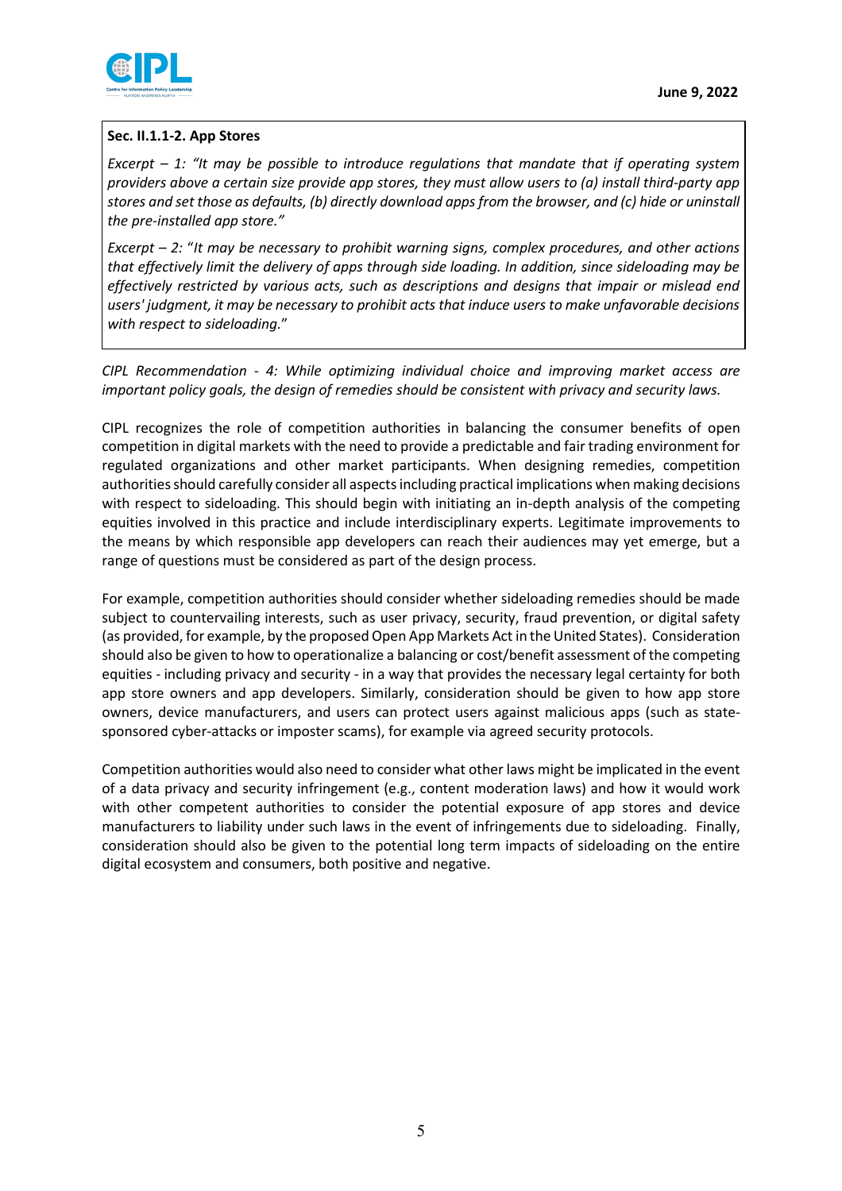**Sec. II.1.1-2. App Stores**

*Excerpt – 1: "It may be possible to introduce regulations that mandate that if operating system providers above a certain size provide app stores, they must allow users to (a) install third-party app stores and set those as defaults, (b) directly download apps from the browser, and (c) hide or uninstall the pre-installed app store."*

*Excerpt – 2:* "*It may be necessary to prohibit warning signs, complex procedures, and other actions that effectively limit the delivery of apps through side loading. In addition, since sideloading may be effectively restricted by various acts, such as descriptions and designs that impair or mislead end users' judgment, it may be necessary to prohibit acts that induce users to make unfavorable decisions with respect to sideloading.*"

*CIPL Recommendation - 4: While optimizing individual choice and improving market access are important policy goals, the design of remedies should be consistent with privacy and security laws.*

CIPL recognizes the role of competition authorities in balancing the consumer benefits of open competition in digital markets with the need to provide a predictable and fair trading environment for regulated organizations and other market participants. When designing remedies, competition authorities should carefully consider all aspects including practical implications when making decisions with respect to sideloading. This should begin with initiating an in-depth analysis of the competing equities involved in this practice and include interdisciplinary experts. Legitimate improvements to the means by which responsible app developers can reach their audiences may yet emerge, but a range of questions must be considered as part of the design process.

For example, competition authorities should consider whether sideloading remedies should be made subject to countervailing interests, such as user privacy, security, fraud prevention, or digital safety (as provided, for example, by the proposed Open App Markets Act in the United States). Consideration should also be given to how to operationalize a balancing or cost/benefit assessment of the competing equities - including privacy and security - in a way that provides the necessary legal certainty for both app store owners and app developers. Similarly, consideration should be given to how app store owners, device manufacturers, and users can protect users against malicious apps (such as state-sponsored cyber-attacks or imposter scams), for example via agreed security protocols.

Competition authorities would also need to consider what other laws might be implicated in the event of a data privacy and security infringement (e.g., content moderation laws) and how it would work with other competent authorities to consider the potential exposure of app stores and device manufacturers to liability under such laws in the event of infringements due to sideloading. Finally, consideration should also be given to the potential long term impacts of sideloading on the entire digital ecosystem and consumers, both positive and negative.